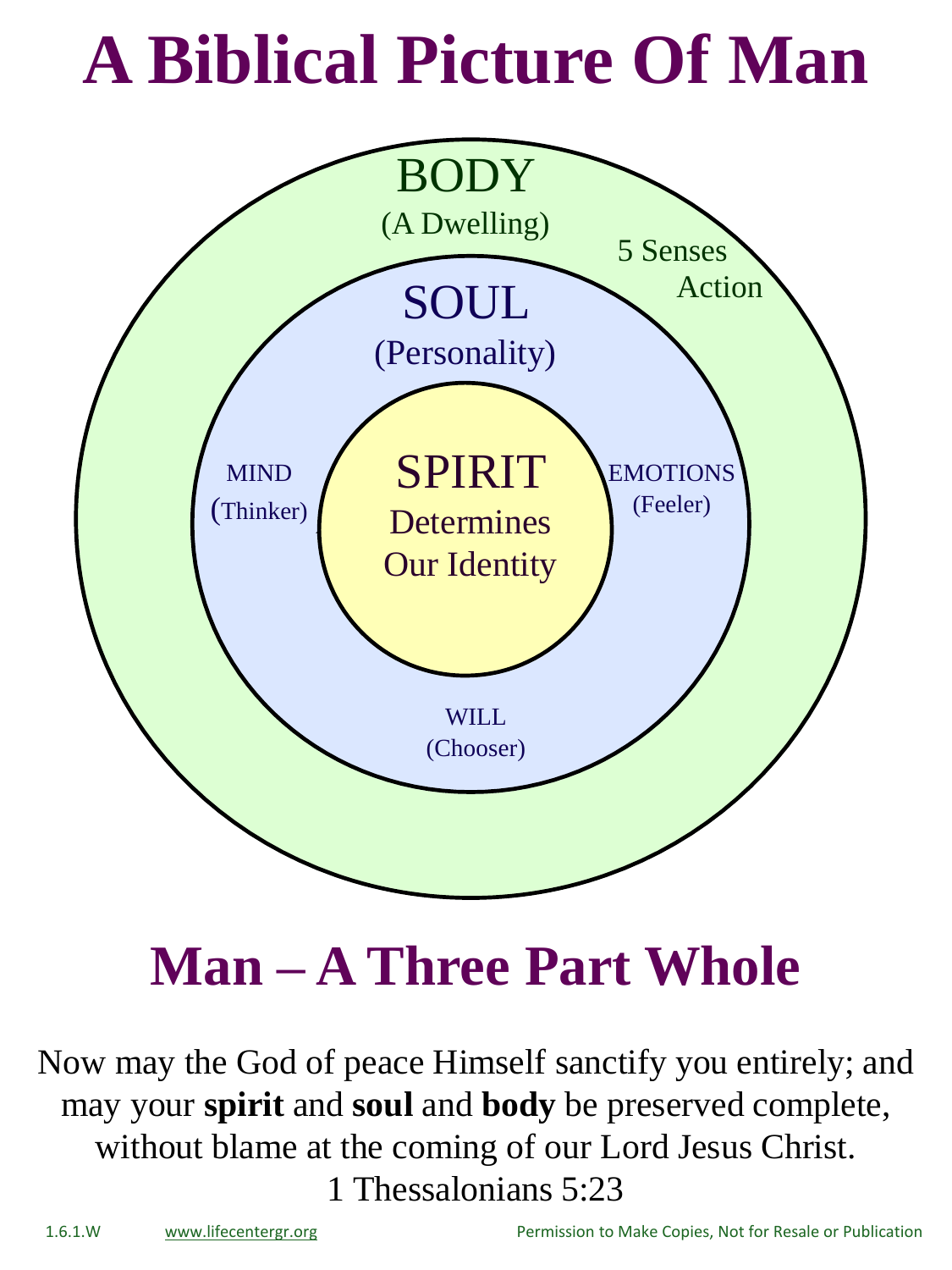# A Biblical Picture Of Man

BODY
(A Dwelling)

5 Senses
Action

SOUL
(Personality)

MIND
(Thinker)

EMOTIONS
(Feeler)

SPIRIT
Determines
Our Identity

WILL
(Chooser)

# Man – A Three Part Whole

Now may the God of peace Himself sanctify you entirely; and may your **spirit** and **soul** and **body** be preserved complete, without blame at the coming of our Lord Jesus Christ.
1 Thessalonians 5:23

1.6.1.W www.lifecentergr.org Permission to Make Copies, Not for Resale or Publication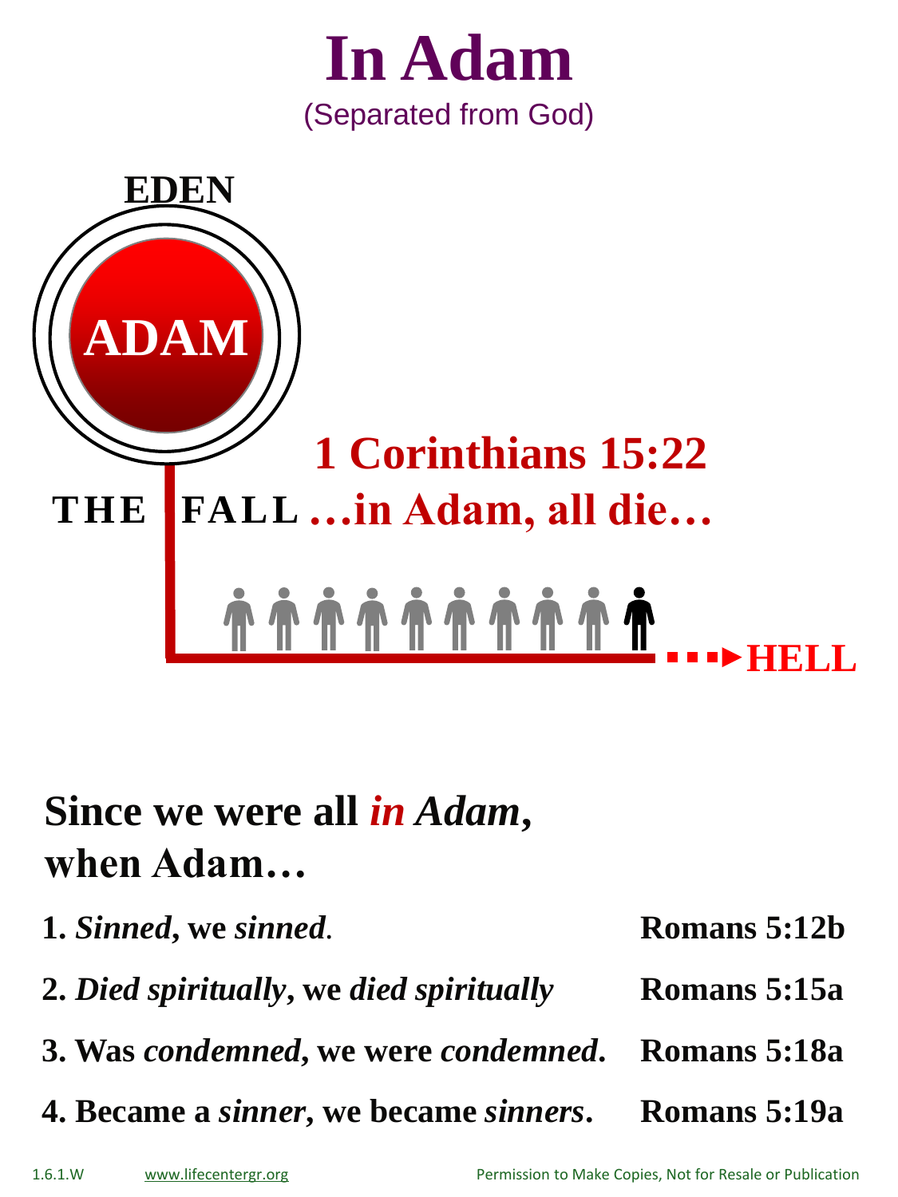# In Adam

(Separated from God)

EDEN

ADAM

THE FALL

**1 Corinthians 15:22**

**…in Adam, all die…**

HELL

## Since we were all *in Adam*, when Adam…

| | |
|---|---|
| **1.** ***Sinned*, we *sinned*.** | **Romans 5:12b** |
| **2.** ***Died spiritually*, we *died spiritually*** | **Romans 5:15a** |
| **3. Was *condemned*, we were *condemned*.** | **Romans 5:18a** |
| **4. Became a *sinner*, we became *sinners*.** | **Romans 5:19a** |

1.6.1.W    www.lifecentergr.org    Permission to Make Copies, Not for Resale or Publication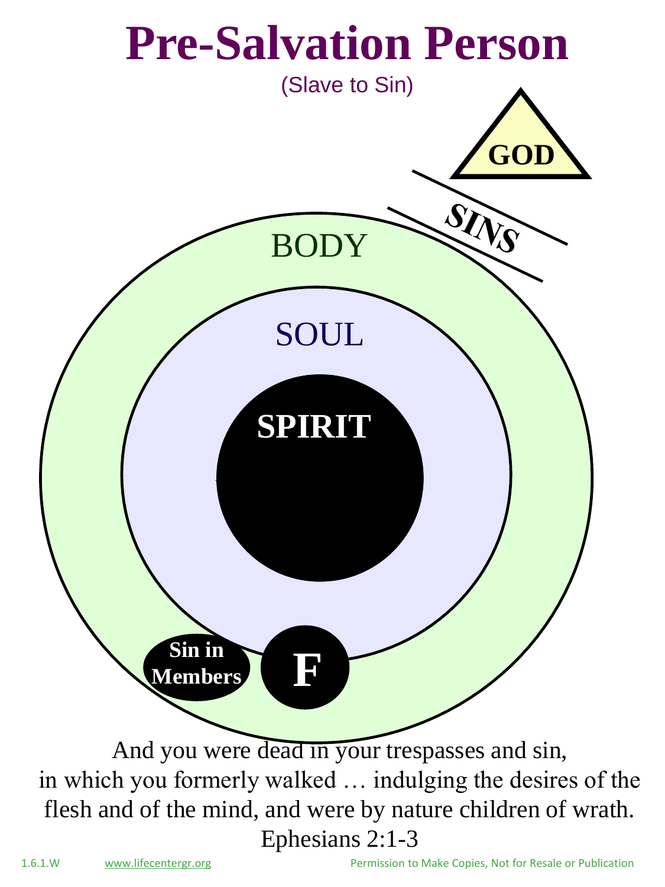# Pre-Salvation Person

(Slave to Sin)

GOD

SINS

BODY

SOUL

SPIRIT

Sin in Members

F

And you were dead in your trespasses and sin, in which you formerly walked … indulging the desires of the flesh and of the mind, and were by nature children of wrath.

Ephesians 2:1-3

1.6.1.W www.lifecentergr.org Permission to Make Copies, Not for Resale or Publication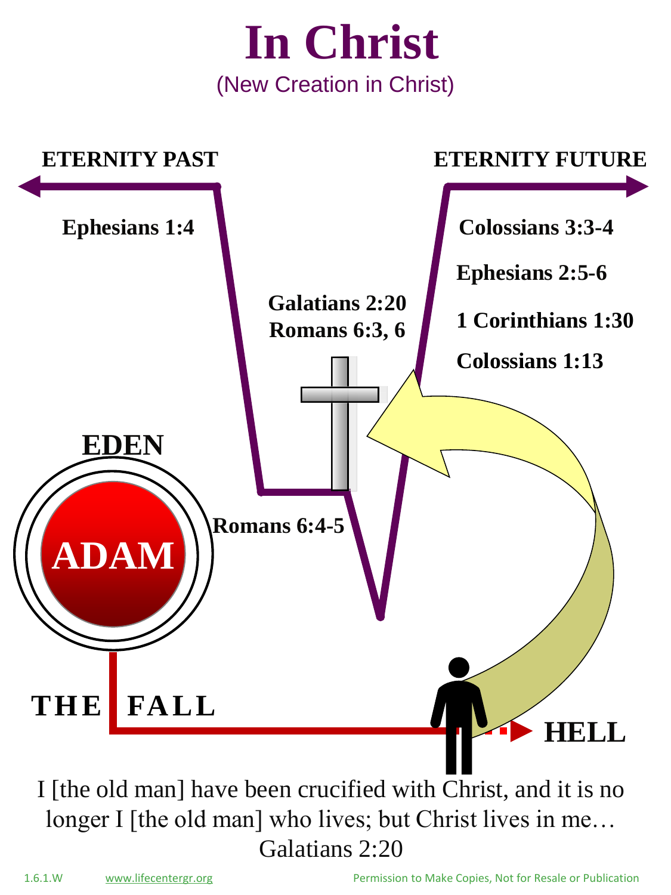# In Christ

(New Creation in Christ)

ETERNITY PAST

ETERNITY FUTURE

Ephesians 1:4

Galatians 2:20
Romans 6:3, 6

Colossians 3:3-4

Ephesians 2:5-6

1 Corinthians 1:30

Colossians 1:13

EDEN

ADAM

Romans 6:4-5

THE FALL

HELL

I [the old man] have been crucified with Christ, and it is no longer I [the old man] who lives; but Christ lives in me… Galatians 2:20

1.6.1.W www.lifecentergr.org Permission to Make Copies, Not for Resale or Publication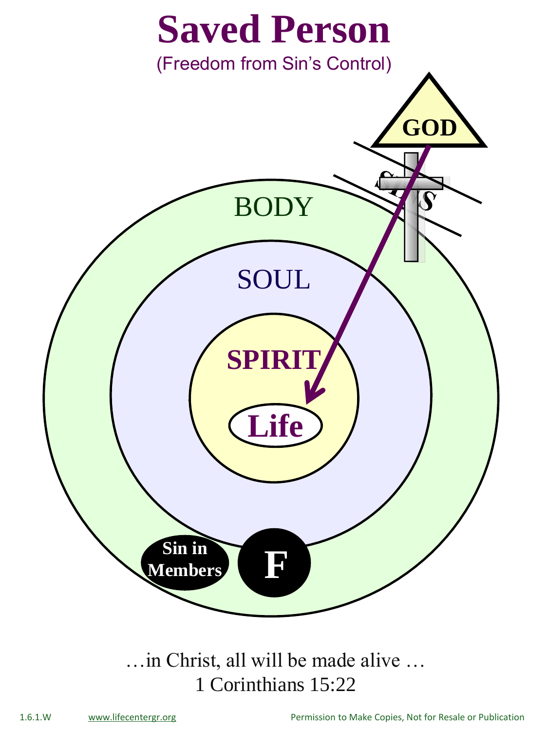# Saved Person

(Freedom from Sin's Control)

GOD

Sins

BODY

SOUL

SPIRIT

Life

Sin in Members

F

…in Christ, all will be made alive …
1 Corinthians 15:22

1.6.1.W www.lifecentergr.org Permission to Make Copies, Not for Resale or Publication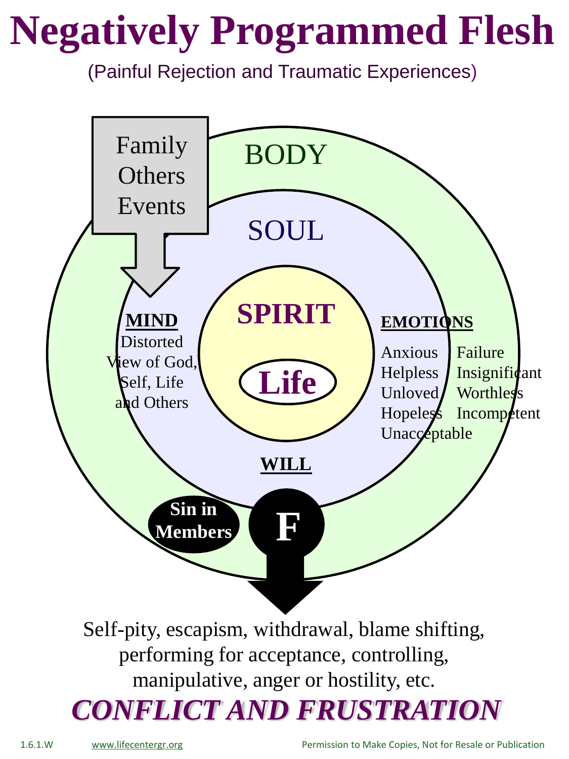# Negatively Programmed Flesh

(Painful Rejection and Traumatic Experiences)

Family
Others
Events

BODY

SOUL

SPIRIT

Life

**MIND**
Distorted
View of God,
Self, Life
and Others

**EMOTIONS**

Anxious
Helpless
Unloved
Hopeless
Unacceptable

Failure
Insignificant
Worthless
Incompetent

**WILL**

**Sin in Members**

**F**

Self-pity, escapism, withdrawal, blame shifting, performing for acceptance, controlling, manipulative, anger or hostility, etc.

***CONFLICT AND FRUSTRATION***

1.6.1.W www.lifecentergr.org Permission to Make Copies, Not for Resale or Publication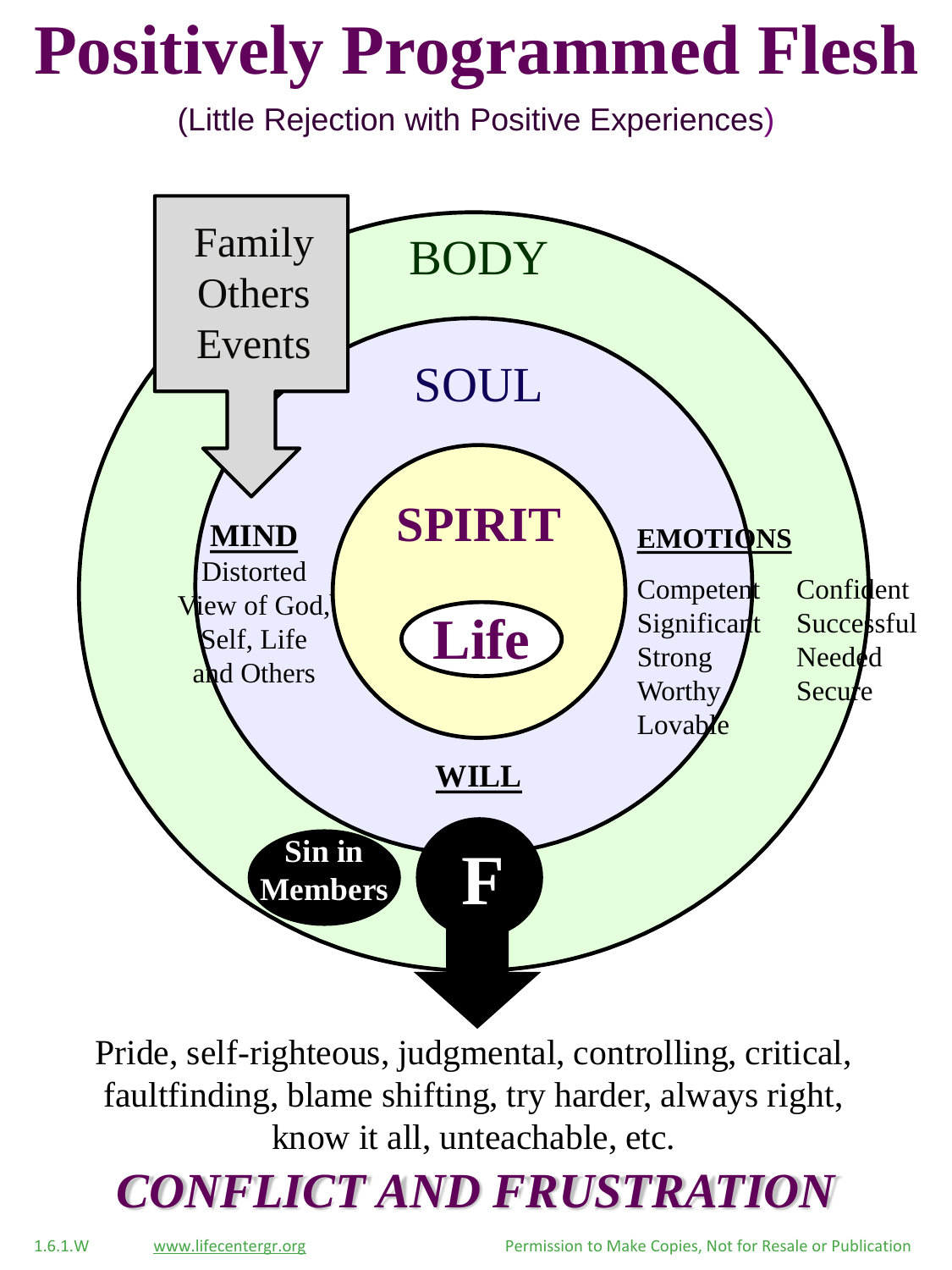# Positively Programmed Flesh

(Little Rejection with Positive Experiences)

Family
Others
Events

BODY

SOUL

SPIRIT

Life

**MIND**
Distorted
View of God,
Self, Life
and Others

**EMOTIONS**

Competent
Significant
Strong
Worthy
Lovable

Confident
Successful
Needed
Secure

**WILL**

**Sin in Members**

**F**

Pride, self-righteous, judgmental, controlling, critical, faultfinding, blame shifting, try harder, always right, know it all, unteachable, etc.

***CONFLICT AND FRUSTRATION***

1.6.1.W www.lifecentergr.org Permission to Make Copies, Not for Resale or Publication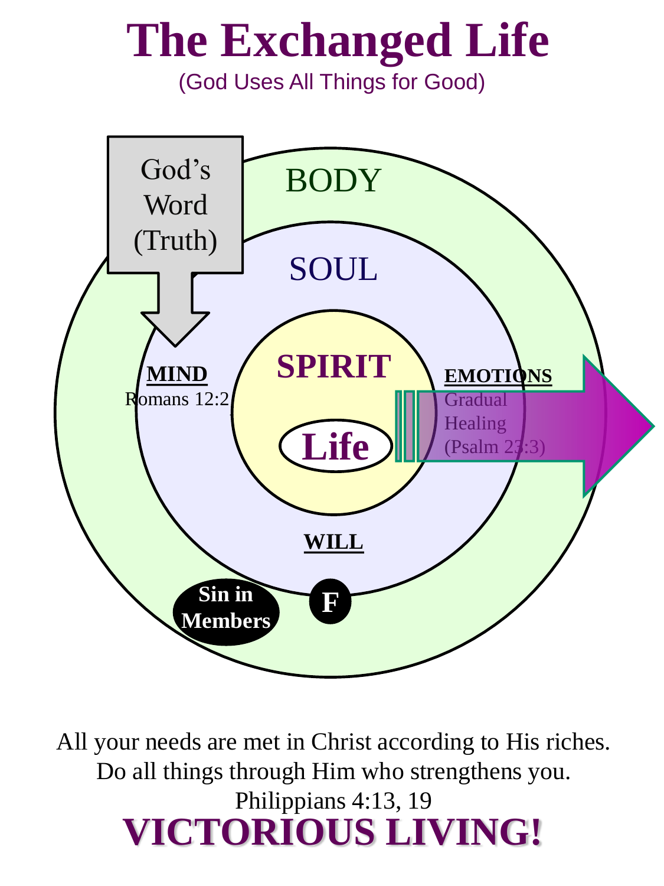# The Exchanged Life

(God Uses All Things for Good)

God's Word (Truth)

BODY

SOUL

SPIRIT

Life

MIND
Romans 12:2

EMOTIONS
Gradual Healing (Psalm 23:3)

WILL

Sin in Members

F

All your needs are met in Christ according to His riches.
Do all things through Him who strengthens you.
Philippians 4:13, 19

**VICTORIOUS LIVING!**